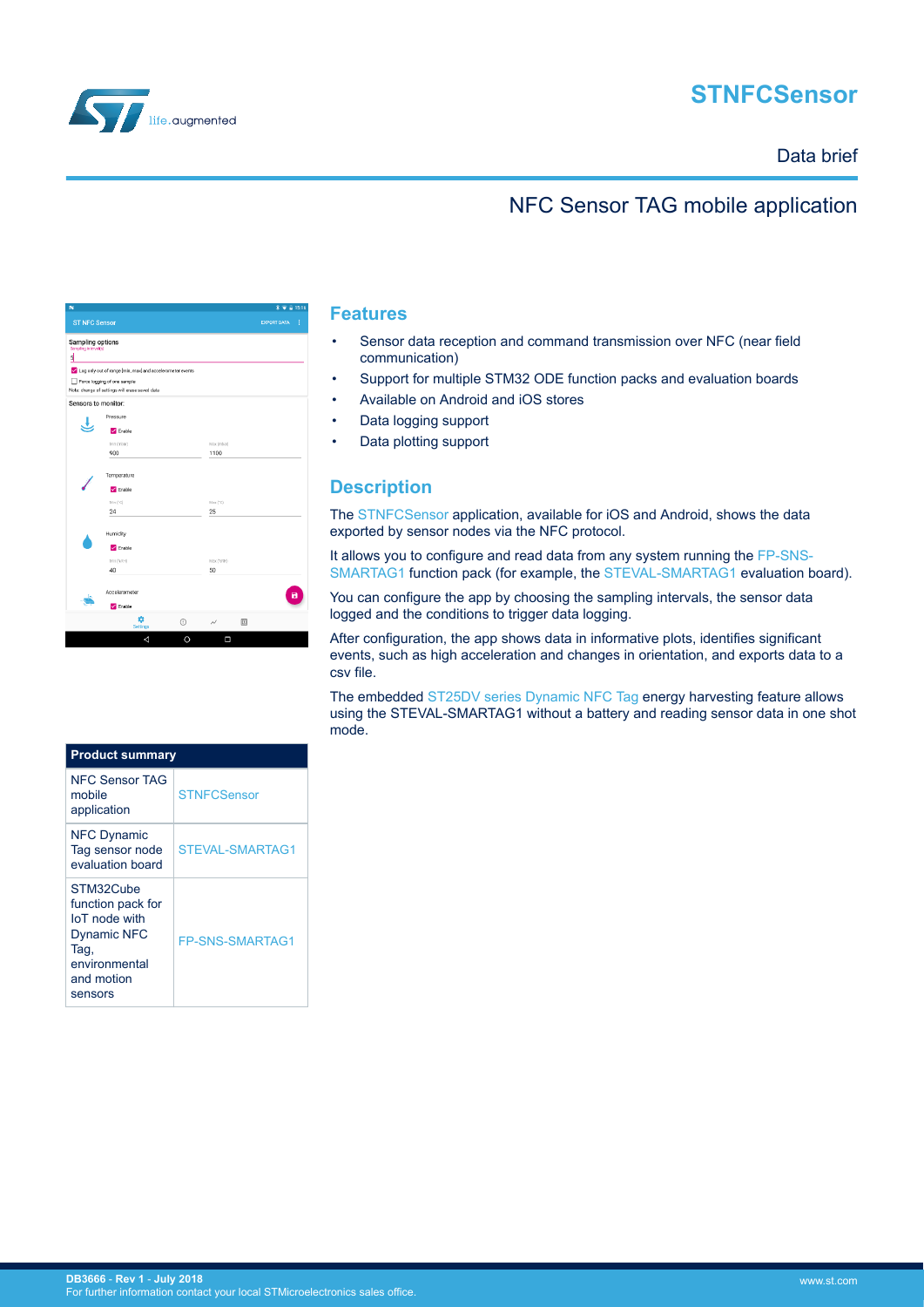# STNFCSensor

Data brief

## NFC Sensor TAG mobile application

## Features

- Sensor data reception and command transmission over NFC (near field communication)
- Support for multiple STM32 ODE function packs and evaluation boards
- Available on Android and iOS stores
- Data logging support
- Data plotting support

## Description

The STNFCSensor application, available for iOS and Android, shows the data exported by sensor nodes via the NFC protocol.

It allows you to configure and read data from any system running the FP-SNS-SMARTAG1 function pack (for example, the STEVAL-SMARTAG1 evaluation board).

You can configure the app by choosing the sampling intervals, the sensor data logged and the conditions to trigger data logging.

After configuration, the app shows data in informative plots, identifies significant events, such as high acceleration and changes in orientation, and exports data to a csv file.

The embedded ST25DV series Dynamic NFC Tag energy harvesting feature allows using the STEVAL-SMARTAG1 without a battery and reading sensor data in one shot mode.

| Product summary | |
|---|---|
| NFC Sensor TAG mobile application | STNFCSensor |
| NFC Dynamic Tag sensor node evaluation board | STEVAL-SMARTAG1 |
| STM32Cube function pack for IoT node with Dynamic NFC Tag, environmental and motion sensors | FP-SNS-SMARTAG1 |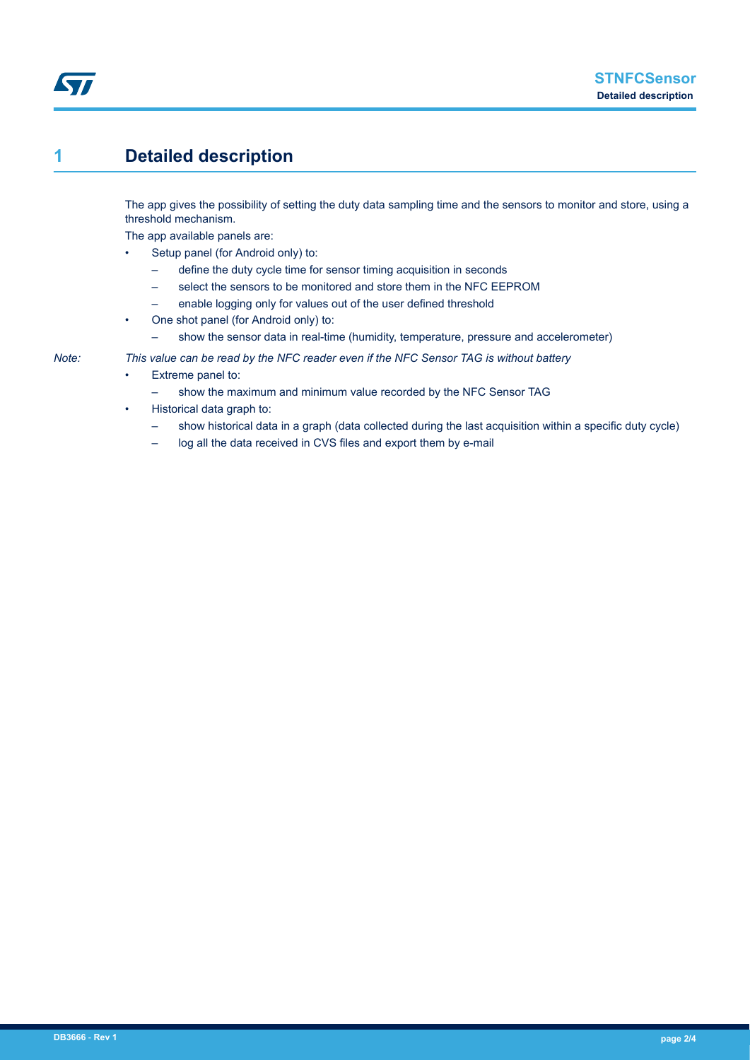# 1 Detailed description

The app gives the possibility of setting the duty data sampling time and the sensors to monitor and store, using a threshold mechanism.

The app available panels are:

- Setup panel (for Android only) to:
  - define the duty cycle time for sensor timing acquisition in seconds
  - select the sensors to be monitored and store them in the NFC EEPROM
  - enable logging only for values out of the user defined threshold
- One shot panel (for Android only) to:
  - show the sensor data in real-time (humidity, temperature, pressure and accelerometer)

*Note: This value can be read by the NFC reader even if the NFC Sensor TAG is without battery*

- Extreme panel to:
  - show the maximum and minimum value recorded by the NFC Sensor TAG
- Historical data graph to:
  - show historical data in a graph (data collected during the last acquisition within a specific duty cycle)
  - log all the data received in CVS files and export them by e-mail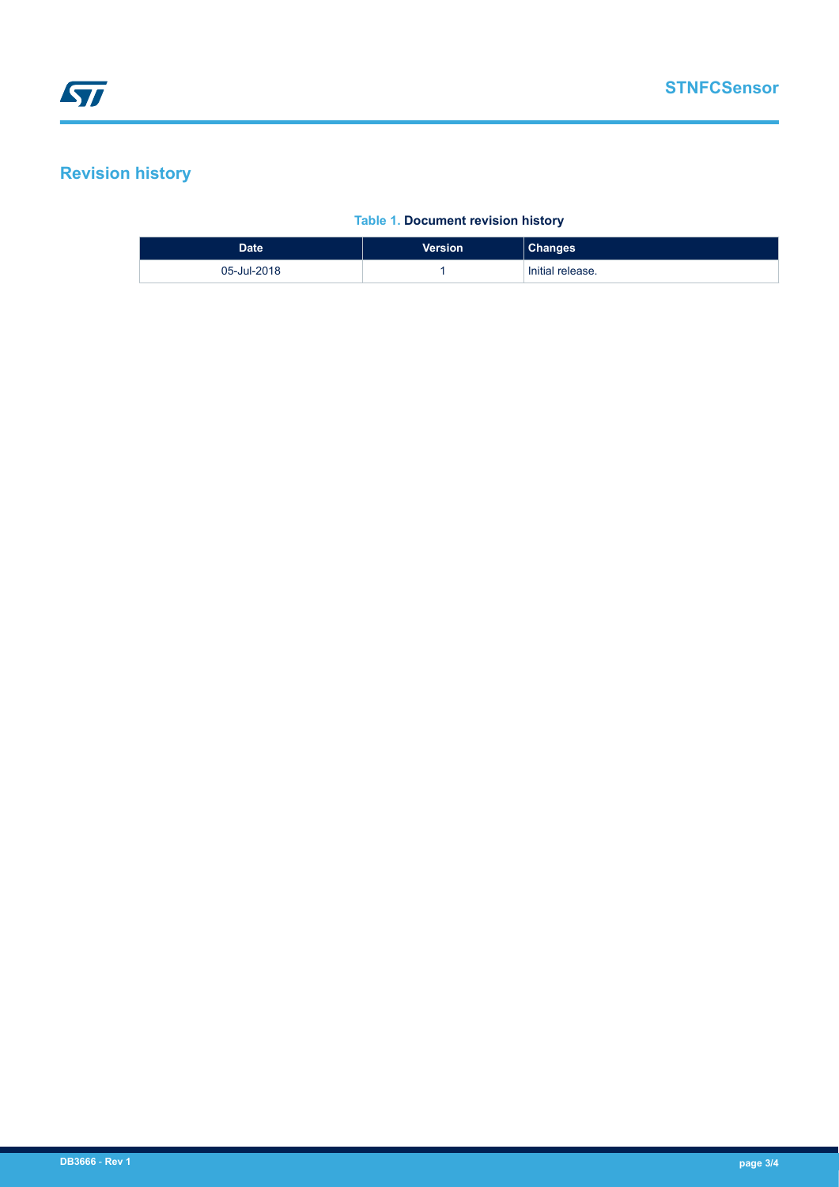# Revision history

**Table 1. Document revision history**

| Date | Version | Changes |
|---|---|---|
| 05-Jul-2018 | 1 | Initial release. |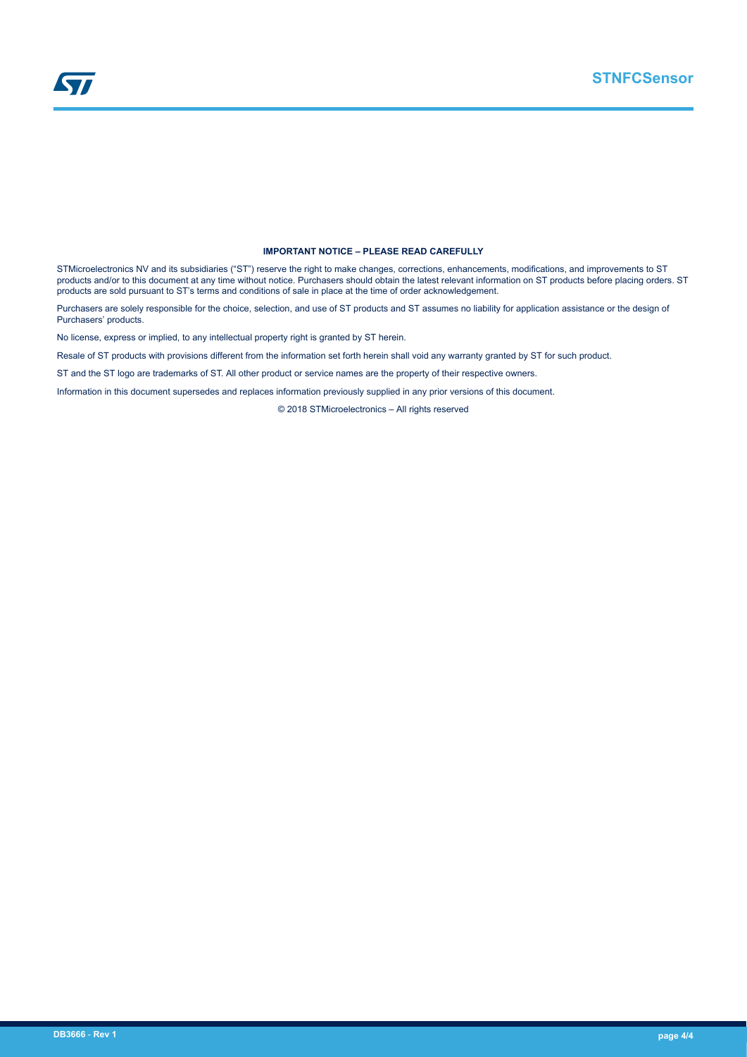**IMPORTANT NOTICE – PLEASE READ CAREFULLY**

STMicroelectronics NV and its subsidiaries (“ST”) reserve the right to make changes, corrections, enhancements, modifications, and improvements to ST products and/or to this document at any time without notice. Purchasers should obtain the latest relevant information on ST products before placing orders. ST products are sold pursuant to ST’s terms and conditions of sale in place at the time of order acknowledgement.

Purchasers are solely responsible for the choice, selection, and use of ST products and ST assumes no liability for application assistance or the design of Purchasers’ products.

No license, express or implied, to any intellectual property right is granted by ST herein.

Resale of ST products with provisions different from the information set forth herein shall void any warranty granted by ST for such product.

ST and the ST logo are trademarks of ST. All other product or service names are the property of their respective owners.

Information in this document supersedes and replaces information previously supplied in any prior versions of this document.

© 2018 STMicroelectronics – All rights reserved